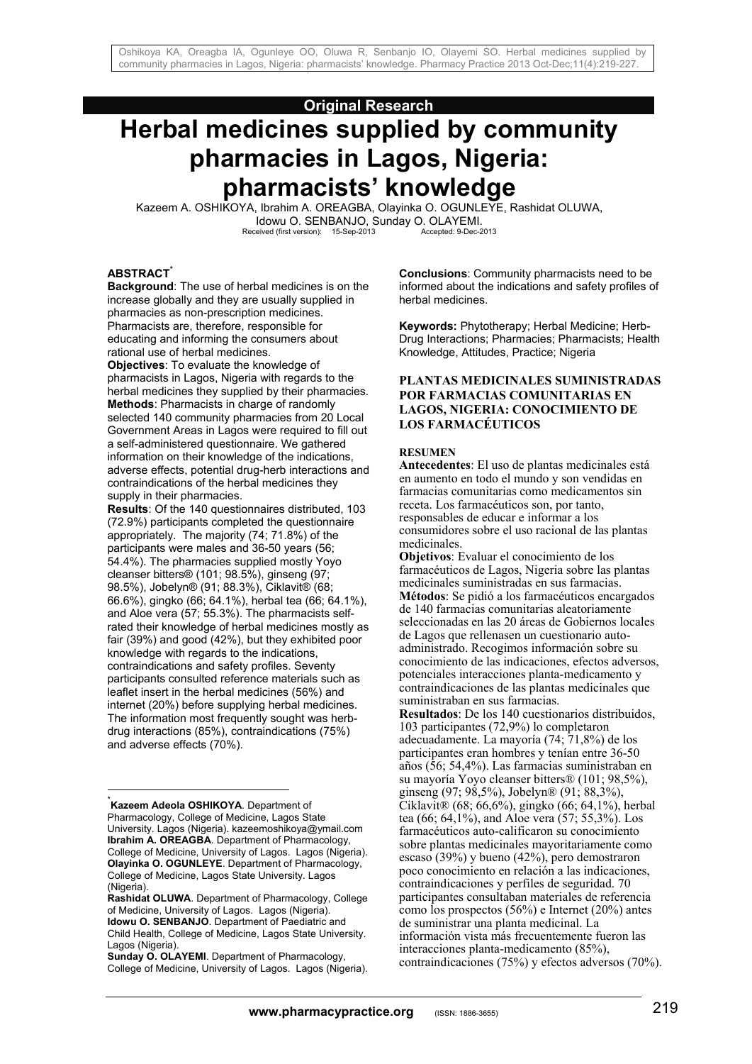**Original Research**

# Herbal medicines supplied by community pharmacies in Lagos, Nigeria: pharmacists' knowledge

Kazeem A. OSHIKOYA, Ibrahim A. OREAGBA, Olayinka O. OGUNLEYE, Rashidat OLUWA, Idowu O. SENBANJO, Sunday O. OLAYEMI.

Received (first version): 15-Sep-2013 Accepted: 9-Dec-2013

**ABSTRACT**[*]

**Background**: The use of herbal medicines is on the increase globally and they are usually supplied in pharmacies as non-prescription medicines. Pharmacists are, therefore, responsible for educating and informing the consumers about rational use of herbal medicines.

**Objectives**: To evaluate the knowledge of pharmacists in Lagos, Nigeria with regards to the herbal medicines they supplied by their pharmacies.

**Methods**: Pharmacists in charge of randomly selected 140 community pharmacies from 20 Local Government Areas in Lagos were required to fill out a self-administered questionnaire. We gathered information on their knowledge of the indications, adverse effects, potential drug-herb interactions and contraindications of the herbal medicines they supply in their pharmacies.

**Results**: Of the 140 questionnaires distributed, 103 (72.9%) participants completed the questionnaire appropriately. The majority (74; 71.8%) of the participants were males and 36-50 years (56; 54.4%). The pharmacies supplied mostly Yoyo cleanser bitters® (101; 98.5%), ginseng (97; 98.5%), Jobelyn® (91; 88.3%), Ciklavit® (68; 66.6%), gingko (66; 64.1%), herbal tea (66; 64.1%), and Aloe vera (57; 55.3%). The pharmacists self-rated their knowledge of herbal medicines mostly as fair (39%) and good (42%), but they exhibited poor knowledge with regards to the indications, contraindications and safety profiles. Seventy participants consulted reference materials such as leaflet insert in the herbal medicines (56%) and internet (20%) before supplying herbal medicines. The information most frequently sought was herb-drug interactions (85%), contraindications (75%) and adverse effects (70%).

**Conclusions**: Community pharmacists need to be informed about the indications and safety profiles of herbal medicines.

**Keywords:** Phytotherapy; Herbal Medicine; Herb-Drug Interactions; Pharmacies; Pharmacists; Health Knowledge, Attitudes, Practice; Nigeria

**PLANTAS MEDICINALES SUMINISTRADAS POR FARMACIAS COMUNITARIAS EN LAGOS, NIGERIA: CONOCIMIENTO DE LOS FARMACÉUTICOS**

**RESUMEN**

**Antecedentes**: El uso de plantas medicinales está en aumento en todo el mundo y son vendidas en farmacias comunitarias como medicamentos sin receta. Los farmacéuticos son, por tanto, responsables de educar e informar a los consumidores sobre el uso racional de las plantas medicinales.

**Objetivos**: Evaluar el conocimiento de los farmacéuticos de Lagos, Nigeria sobre las plantas medicinales suministradas en sus farmacias.

**Métodos**: Se pidió a los farmacéuticos encargados de 140 farmacias comunitarias aleatoriamente seleccionadas en las 20 áreas de Gobiernos locales de Lagos que rellenasen un cuestionario auto-administrado. Recogimos información sobre su conocimiento de las indicaciones, efectos adversos, potenciales interacciones planta-medicamento y contraindicaciones de las plantas medicinales que suministraban en sus farmacias.

**Resultados**: De los 140 cuestionarios distribuidos, 103 participantes (72,9%) lo completaron adecuadamente. La mayoría (74; 71,8%) de los participantes eran hombres y tenían entre 36-50 años (56; 54,4%). Las farmacias suministraban en su mayoría Yoyo cleanser bitters® (101; 98,5%), ginseng (97; 98,5%), Jobelyn® (91; 88,3%), Ciklavit® (68; 66,6%), gingko (66; 64,1%), herbal tea (66; 64,1%), and Aloe vera (57; 55,3%). Los farmacéuticos auto-calificaron su conocimiento sobre plantas medicinales mayoritariamente como escaso (39%) y bueno (42%), pero demostraron poco conocimiento en relación a las indicaciones, contraindicaciones y perfiles de seguridad. 70 participantes consultaban materiales de referencia como los prospectos (56%) e Internet (20%) antes de suministrar una planta medicinal. La información vista más frecuentemente fueron las interacciones planta-medicamento (85%), contraindicaciones (75%) y efectos adversos (70%).

---

[*] **Kazeem Adeola OSHIKOYA**. Department of Pharmacology, College of Medicine, Lagos State University. Lagos (Nigeria). kazeemoshikoya@ymail.com
**Ibrahim A. OREAGBA**. Department of Pharmacology, College of Medicine, University of Lagos. Lagos (Nigeria).
**Olayinka O. OGUNLEYE**. Department of Pharmacology, College of Medicine, Lagos State University. Lagos (Nigeria).
**Rashidat OLUWA**. Department of Pharmacology, College of Medicine, University of Lagos. Lagos (Nigeria).
**Idowu O. SENBANJO**. Department of Paediatric and Child Health, College of Medicine, Lagos State University. Lagos (Nigeria).
**Sunday O. OLAYEMI**. Department of Pharmacology, College of Medicine, University of Lagos. Lagos (Nigeria).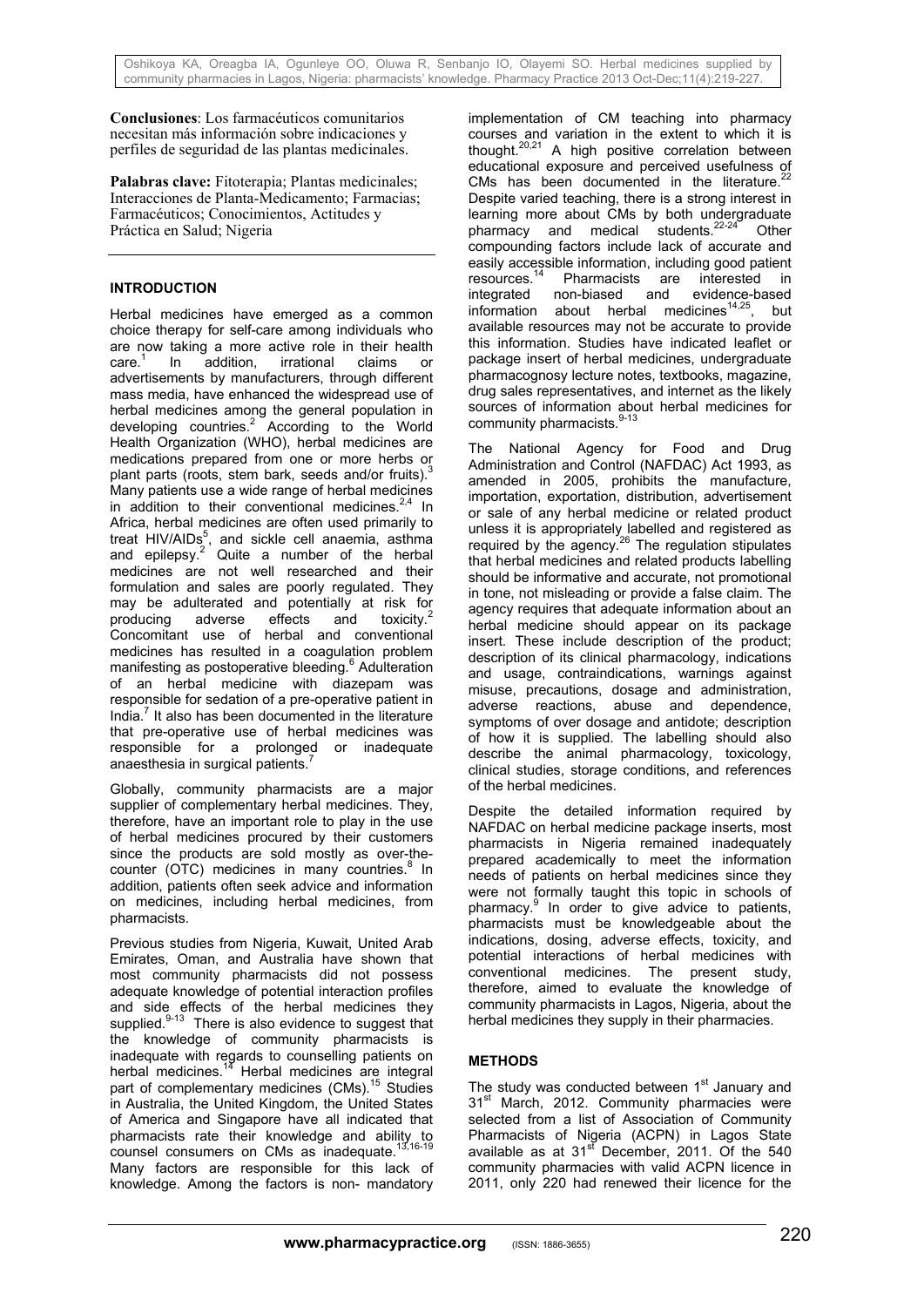**Conclusiones**: Los farmacéuticos comunitarios necesitan más información sobre indicaciones y perfiles de seguridad de las plantas medicinales.

**Palabras clave:** Fitoterapia; Plantas medicinales; Interacciones de Planta-Medicamento; Farmacias; Farmacéuticos; Conocimientos, Actitudes y Práctica en Salud; Nigeria

## INTRODUCTION

Herbal medicines have emerged as a common choice therapy for self-care among individuals who are now taking a more active role in their health care.[1] In addition, irrational claims or advertisements by manufacturers, through different mass media, have enhanced the widespread use of herbal medicines among the general population in developing countries.[2] According to the World Health Organization (WHO), herbal medicines are medications prepared from one or more herbs or plant parts (roots, stem bark, seeds and/or fruits).[3] Many patients use a wide range of herbal medicines in addition to their conventional medicines.[2,4] In Africa, herbal medicines are often used primarily to treat HIV/AIDs[5], and sickle cell anaemia, asthma and epilepsy.[2] Quite a number of the herbal medicines are not well researched and their formulation and sales are poorly regulated. They may be adulterated and potentially at risk for producing adverse effects and toxicity.[2] Concomitant use of herbal and conventional medicines has resulted in a coagulation problem manifesting as postoperative bleeding.[6] Adulteration of an herbal medicine with diazepam was responsible for sedation of a pre-operative patient in India.[7] It also has been documented in the literature that pre-operative use of herbal medicines was responsible for a prolonged or inadequate anaesthesia in surgical patients.[7]

Globally, community pharmacists are a major supplier of complementary herbal medicines. They, therefore, have an important role to play in the use of herbal medicines procured by their customers since the products are sold mostly as over-the-counter (OTC) medicines in many countries.[8] In addition, patients often seek advice and information on medicines, including herbal medicines, from pharmacists.

Previous studies from Nigeria, Kuwait, United Arab Emirates, Oman, and Australia have shown that most community pharmacists did not possess adequate knowledge of potential interaction profiles and side effects of the herbal medicines they supplied.[9-13] There is also evidence to suggest that the knowledge of community pharmacists is inadequate with regards to counselling patients on herbal medicines.[14] Herbal medicines are integral part of complementary medicines (CMs).[15] Studies in Australia, the United Kingdom, the United States of America and Singapore have all indicated that pharmacists rate their knowledge and ability to counsel consumers on CMs as inadequate.[13,16-19] Many factors are responsible for this lack of knowledge. Among the factors is non- mandatory implementation of CM teaching into pharmacy courses and variation in the extent to which it is thought.[20,21] A high positive correlation between educational exposure and perceived usefulness of CMs has been documented in the literature.[22] Despite varied teaching, there is a strong interest in learning more about CMs by both undergraduate pharmacy and medical students.[22-24] Other compounding factors include lack of accurate and easily accessible information, including good patient resources.[14] Pharmacists are interested in integrated non-biased and evidence-based information about herbal medicines[14,25], but available resources may not be accurate to provide this information. Studies have indicated leaflet or package insert of herbal medicines, undergraduate pharmacognosy lecture notes, textbooks, magazine, drug sales representatives, and internet as the likely sources of information about herbal medicines for community pharmacists.[9-13]

The National Agency for Food and Drug Administration and Control (NAFDAC) Act 1993, as amended in 2005, prohibits the manufacture, importation, exportation, distribution, advertisement or sale of any herbal medicine or related product unless it is appropriately labelled and registered as required by the agency.[26] The regulation stipulates that herbal medicines and related products labelling should be informative and accurate, not promotional in tone, not misleading or provide a false claim. The agency requires that adequate information about an herbal medicine should appear on its package insert. These include description of the product; description of its clinical pharmacology, indications and usage, contraindications, warnings against misuse, precautions, dosage and administration, adverse reactions, abuse and dependence, symptoms of over dosage and antidote; description of how it is supplied. The labelling should also describe the animal pharmacology, toxicology, clinical studies, storage conditions, and references of the herbal medicines.

Despite the detailed information required by NAFDAC on herbal medicine package inserts, most pharmacists in Nigeria remained inadequately prepared academically to meet the information needs of patients on herbal medicines since they were not formally taught this topic in schools of pharmacy.[9] In order to give advice to patients, pharmacists must be knowledgeable about the indications, dosing, adverse effects, toxicity, and potential interactions of herbal medicines with conventional medicines. The present study, therefore, aimed to evaluate the knowledge of community pharmacists in Lagos, Nigeria, about the herbal medicines they supply in their pharmacies.

## METHODS

The study was conducted between 1st January and 31st March, 2012. Community pharmacies were selected from a list of Association of Community Pharmacists of Nigeria (ACPN) in Lagos State available as at 31st December, 2011. Of the 540 community pharmacies with valid ACPN licence in 2011, only 220 had renewed their licence for the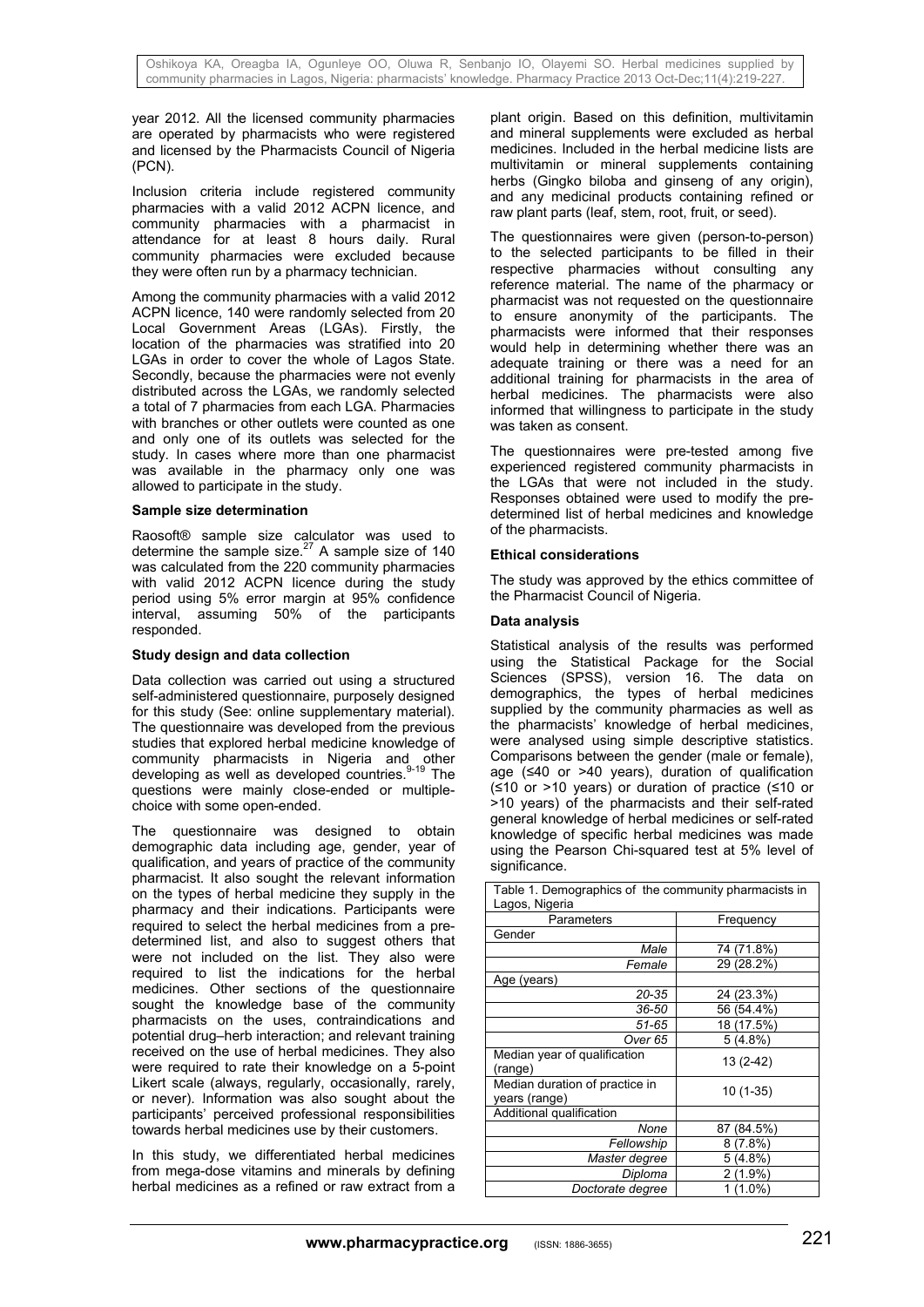year 2012. All the licensed community pharmacies are operated by pharmacists who were registered and licensed by the Pharmacists Council of Nigeria (PCN).

Inclusion criteria include registered community pharmacies with a valid 2012 ACPN licence, and community pharmacies with a pharmacist in attendance for at least 8 hours daily. Rural community pharmacies were excluded because they were often run by a pharmacy technician.

Among the community pharmacies with a valid 2012 ACPN licence, 140 were randomly selected from 20 Local Government Areas (LGAs). Firstly, the location of the pharmacies was stratified into 20 LGAs in order to cover the whole of Lagos State. Secondly, because the pharmacies were not evenly distributed across the LGAs, we randomly selected a total of 7 pharmacies from each LGA. Pharmacies with branches or other outlets were counted as one and only one of its outlets was selected for the study. In cases where more than one pharmacist was available in the pharmacy only one was allowed to participate in the study.

**Sample size determination**

Raosoft® sample size calculator was used to determine the sample size.[27] A sample size of 140 was calculated from the 220 community pharmacies with valid 2012 ACPN licence during the study period using 5% error margin at 95% confidence interval, assuming 50% of the participants responded.

**Study design and data collection**

Data collection was carried out using a structured self-administered questionnaire, purposely designed for this study (See: online supplementary material). The questionnaire was developed from the previous studies that explored herbal medicine knowledge of community pharmacists in Nigeria and other developing as well as developed countries.[9-19] The questions were mainly close-ended or multiple-choice with some open-ended.

The questionnaire was designed to obtain demographic data including age, gender, year of qualification, and years of practice of the community pharmacist. It also sought the relevant information on the types of herbal medicine they supply in the pharmacy and their indications. Participants were required to select the herbal medicines from a pre-determined list, and also to suggest others that were not included on the list. They also were required to list the indications for the herbal medicines. Other sections of the questionnaire sought the knowledge base of the community pharmacists on the uses, contraindications and potential drug–herb interaction; and relevant training received on the use of herbal medicines. They also were required to rate their knowledge on a 5-point Likert scale (always, regularly, occasionally, rarely, or never). Information was also sought about the participants' perceived professional responsibilities towards herbal medicines use by their customers.

In this study, we differentiated herbal medicines from mega-dose vitamins and minerals by defining herbal medicines as a refined or raw extract from a plant origin. Based on this definition, multivitamin and mineral supplements were excluded as herbal medicines. Included in the herbal medicine lists are multivitamin or mineral supplements containing herbs (Gingko biloba and ginseng of any origin), and any medicinal products containing refined or raw plant parts (leaf, stem, root, fruit, or seed).

The questionnaires were given (person-to-person) to the selected participants to be filled in their respective pharmacies without consulting any reference material. The name of the pharmacy or pharmacist was not requested on the questionnaire to ensure anonymity of the participants. The pharmacists were informed that their responses would help in determining whether there was an adequate training or there was a need for an additional training for pharmacists in the area of herbal medicines. The pharmacists were also informed that willingness to participate in the study was taken as consent.

The questionnaires were pre-tested among five experienced registered community pharmacists in the LGAs that were not included in the study. Responses obtained were used to modify the pre-determined list of herbal medicines and knowledge of the pharmacists.

**Ethical considerations**

The study was approved by the ethics committee of the Pharmacist Council of Nigeria.

**Data analysis**

Statistical analysis of the results was performed using the Statistical Package for the Social Sciences (SPSS), version 16. The data on demographics, the types of herbal medicines supplied by the community pharmacies as well as the pharmacists' knowledge of herbal medicines, were analysed using simple descriptive statistics. Comparisons between the gender (male or female), age (≤40 or >40 years), duration of qualification (≤10 or >10 years) or duration of practice (≤10 or >10 years) of the pharmacists and their self-rated general knowledge of herbal medicines or self-rated knowledge of specific herbal medicines was made using the Pearson Chi-squared test at 5% level of significance.

Table 1. Demographics of the community pharmacists in Lagos, Nigeria

| Parameters | Frequency |
|---|---|
| Gender | |
| *Male* | 74 (71.8%) |
| *Female* | 29 (28.2%) |
| Age (years) | |
| *20-35* | 24 (23.3%) |
| *36-50* | 56 (54.4%) |
| *51-65* | 18 (17.5%) |
| *Over 65* | 5 (4.8%) |
| Median year of qualification (range) | 13 (2-42) |
| Median duration of practice in years (range) | 10 (1-35) |
| Additional qualification | |
| *None* | 87 (84.5%) |
| *Fellowship* | 8 (7.8%) |
| *Master degree* | 5 (4.8%) |
| *Diploma* | 2 (1.9%) |
| *Doctorate degree* | 1 (1.0%) |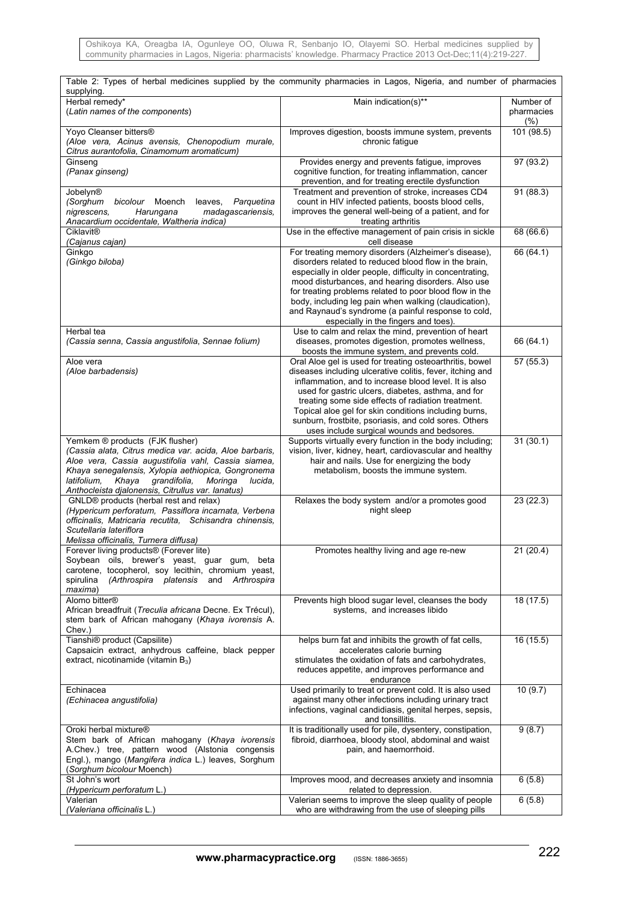Table 2: Types of herbal medicines supplied by the community pharmacies in Lagos, Nigeria, and number of pharmacies supplying.

| Herbal remedy* (*Latin names of the components*) | Main indication(s)** | Number of pharmacies (%) |
|---|---|---|
| Yoyo Cleanser bitters® (*Aloe vera, Acinus avensis, Chenopodium murale, Citrus aurantofolia, Cinamomum aromaticum*) | Improves digestion, boosts immune system, prevents chronic fatigue | 101 (98.5) |
| Ginseng (*Panax ginseng*) | Provides energy and prevents fatigue, improves cognitive function, for treating inflammation, cancer prevention, and for treating erectile dysfunction | 97 (93.2) |
| Jobelyn® (*Sorghum bicolour* Moench leaves, *Parquetina nigrescens, Harungana madagascariensis, Anacardium occidentale, Waltheria indica*) | Treatment and prevention of stroke, increases CD4 count in HIV infected patients, boosts blood cells, improves the general well-being of a patient, and for treating arthritis | 91 (88.3) |
| Ciklavit® (*Cajanus cajan*) | Use in the effective management of pain crisis in sickle cell disease | 68 (66.6) |
| Ginkgo (*Ginkgo biloba*) | For treating memory disorders (Alzheimer's disease), disorders related to reduced blood flow in the brain, especially in older people, difficulty in concentrating, mood disturbances, and hearing disorders. Also use for treating problems related to poor blood flow in the body, including leg pain when walking (claudication), and Raynaud's syndrome (a painful response to cold, especially in the fingers and toes). | 66 (64.1) |
| Herbal tea (*Cassia senna, Cassia angustifolia, Sennae folium*) | Use to calm and relax the mind, prevention of heart diseases, promotes digestion, promotes wellness, boosts the immune system, and prevents cold. | 66 (64.1) |
| Aloe vera (*Aloe barbadensis*) | Oral Aloe gel is used for treating osteoarthritis, bowel diseases including ulcerative colitis, fever, itching and inflammation, and to increase blood level. It is also used for gastric ulcers, diabetes, asthma, and for treating some side effects of radiation treatment. Topical aloe gel for skin conditions including burns, sunburn, frostbite, psoriasis, and cold sores. Others uses include surgical wounds and bedsores. | 57 (55.3) |
| Yemkem ® products (FJK flusher) (*Cassia alata, Citrus medica var. acida, Aloe barbaris, Aloe vera, Cassia augustifolia vahl, Cassia siamea, Khaya senegalensis, Xylopia aethiopica, Gongronema latifolium, Khaya grandifolia, Moringa lucida, Anthocleista djalonensis, Citrullus var. lanatus*) | Supports virtually every function in the body including; vision, liver, kidney, heart, cardiovascular and healthy hair and nails. Use for energizing the body metabolism, boosts the immune system. | 31 (30.1) |
| GNLD® products (herbal rest and relax) (*Hypericum perforatum, Passiflora incarnata, Verbena officinalis, Matricaria recutita, Schisandra chinensis, Scutellaria lateriflora Melissa officinalis, Turnera diffusa*) | Relaxes the body system and/or a promotes good night sleep | 23 (22.3) |
| Forever living products® (Forever lite) Soybean oils, brewer's yeast, guar gum, beta carotene, tocopherol, soy lecithin, chromium yeast, spirulina (*Arthrospira platensis* and *Arthrospira maxima*) | Promotes healthy living and age re-new | 21 (20.4) |
| Alomo bitter® African breadfruit (*Treculia africana* Decne. Ex Trécul), stem bark of African mahogany (*Khaya ivorensis* A. Chev.) | Prevents high blood sugar level, cleanses the body systems, and increases libido | 18 (17.5) |
| Tianshi® product (Capsilite) Capsaicin extract, anhydrous caffeine, black pepper extract, nicotinamide (vitamin $B_3$) | helps burn fat and inhibits the growth of fat cells, accelerates calorie burning stimulates the oxidation of fats and carbohydrates, reduces appetite, and improves performance and endurance | 16 (15.5) |
| Echinacea (*Echinacea angustifolia*) | Used primarily to treat or prevent cold. It is also used against many other infections including urinary tract infections, vaginal candidiasis, genital herpes, sepsis, and tonsillitis. | 10 (9.7) |
| Oroki herbal mixture® Stem bark of African mahogany (*Khaya ivorensis* A.Chev.) tree, pattern wood (Alstonia congensis Engl.), mango (*Mangifera indica* L.) leaves, Sorghum (*Sorghum bicolour* Moench) | It is traditionally used for pile, dysentery, constipation, fibroid, diarrhoea, bloody stool, abdominal and waist pain, and haemorrhoid. | 9 (8.7) |
| St John's wort (*Hypericum perforatum* L.) | Improves mood, and decreases anxiety and insomnia related to depression. | 6 (5.8) |
| Valerian (*Valeriana officinalis* L.) | Valerian seems to improve the sleep quality of people who are withdrawing from the use of sleeping pills | 6 (5.8) |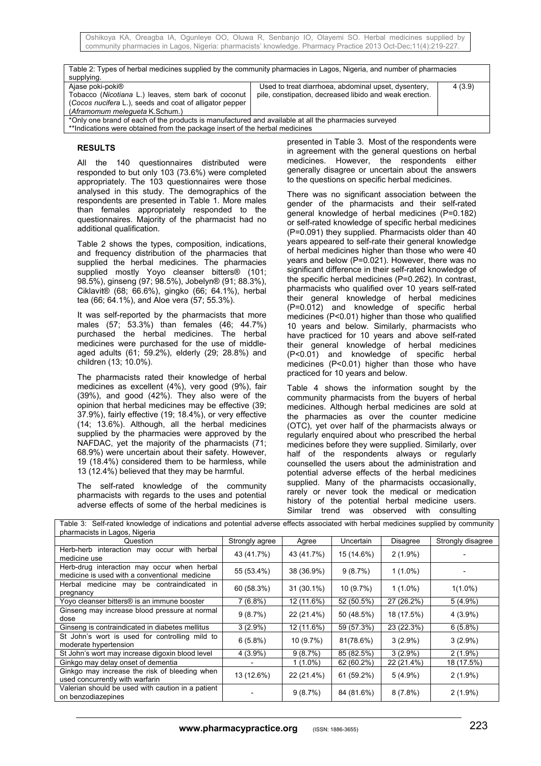Table 2: Types of herbal medicines supplied by the community pharmacies in Lagos, Nigeria, and number of pharmacies supplying.

| | | |
|---|---|---|
| Ajase poki-poki® Tobacco (*Nicotiana* L.) leaves, stem bark of coconut (*Cocos nucifera* L.), seeds and coat of alligator pepper (*Aframomum melegueta* K.Schum.) | Used to treat diarrhoea, abdominal upset, dysentery, pile, constipation, decreased libido and weak erection. | 4 (3.9) |

*Only one brand of each of the products is manufactured and available at all the pharmacies surveyed
**Indications were obtained from the package insert of the herbal medicines

## RESULTS

All the 140 questionnaires distributed were responded to but only 103 (73.6%) were completed appropriately. The 103 questionnaires were those analysed in this study. The demographics of the respondents are presented in Table 1. More males than females appropriately responded to the questionnaires. Majority of the pharmacist had no additional qualification.

Table 2 shows the types, composition, indications, and frequency distribution of the pharmacies that supplied the herbal medicines. The pharmacies supplied mostly Yoyo cleanser bitters® (101; 98.5%), ginseng (97; 98.5%), Jobelyn® (91; 88.3%), Ciklavit® (68; 66.6%), gingko (66; 64.1%), herbal tea (66; 64.1%), and Aloe vera (57; 55.3%).

It was self-reported by the pharmacists that more males (57; 53.3%) than females (46; 44.7%) purchased the herbal medicines. The herbal medicines were purchased for the use of middle-aged adults (61; 59.2%), elderly (29; 28.8%) and children (13; 10.0%).

The pharmacists rated their knowledge of herbal medicines as excellent (4%), very good (9%), fair (39%), and good (42%). They also were of the opinion that herbal medicines may be effective (39; 37.9%), fairly effective (19; 18.4%), or very effective (14; 13.6%). Although, all the herbal medicines supplied by the pharmacies were approved by the NAFDAC, yet the majority of the pharmacists (71; 68.9%) were uncertain about their safety. However, 19 (18.4%) considered them to be harmless, while 13 (12.4%) believed that they may be harmful.

The self-rated knowledge of the community pharmacists with regards to the uses and potential adverse effects of some of the herbal medicines is presented in Table 3. Most of the respondents were in agreement with the general questions on herbal medicines. However, the respondents either generally disagree or uncertain about the answers to the questions on specific herbal medicines.

There was no significant association between the gender of the pharmacists and their self-rated general knowledge of herbal medicines (P=0.182) or self-rated knowledge of specific herbal medicines (P=0.091) they supplied. Pharmacists older than 40 years appeared to self-rate their general knowledge of herbal medicines higher than those who were 40 years and below (P=0.021). However, there was no significant difference in their self-rated knowledge of the specific herbal medicines (P=0.262). In contrast, pharmacists who qualified over 10 years self-rated their general knowledge of herbal medicines (P=0.012) and knowledge of specific herbal medicines (P<0.01) higher than those who qualified 10 years and below. Similarly, pharmacists who have practiced for 10 years and above self-rated their general knowledge of herbal medicines (P<0.01) and knowledge of specific herbal medicines (P<0.01) higher than those who have practiced for 10 years and below.

Table 4 shows the information sought by the community pharmacists from the buyers of herbal medicines. Although herbal medicines are sold at the pharmacies as over the counter medicine (OTC), yet over half of the pharmacists always or regularly enquired about who prescribed the herbal medicines before they were supplied. Similarly, over half of the respondents always or regularly counselled the users about the administration and potential adverse effects of the herbal medicines supplied. Many of the pharmacists occasionally, rarely or never took the medical or medication history of the potential herbal medicine users. Similar trend was observed with consulting

Table 3: Self-rated knowledge of indications and potential adverse effects associated with herbal medicines supplied by community pharmacists in Lagos, Nigeria

| Question | Strongly agree | Agree | Uncertain | Disagree | Strongly disagree |
|---|---|---|---|---|---|
| Herb-herb interaction may occur with herbal medicine use | 43 (41.7%) | 43 (41.7%) | 15 (14.6%) | 2 (1.9%) | - |
| Herb-drug interaction may occur when herbal medicine is used with a conventional medicine | 55 (53.4%) | 38 (36.9%) | 9 (8.7%) | 1 (1.0%) | - |
| Herbal medicine may be contraindicated in pregnancy | 60 (58.3%) | 31 (30.1%) | 10 (9.7%) | 1 (1.0%) | 1(1.0%) |
| Yoyo cleanser bitters® is an immune booster | 7 (6.8%) | 12 (11.6%) | 52 (50.5%) | 27 (26.2%) | 5 (4.9%) |
| Ginseng may increase blood pressure at normal dose | 9 (8.7%) | 22 (21.4%) | 50 (48.5%) | 18 (17.5%) | 4 (3.9%) |
| Ginseng is contraindicated in diabetes mellitus | 3 (2.9%) | 12 (11.6%) | 59 (57.3%) | 23 (22.3%) | 6 (5.8%) |
| St John's wort is used for controlling mild to moderate hypertension | 6 (5.8%) | 10 (9.7%) | 81(78.6%) | 3 (2.9%) | 3 (2.9%) |
| St John's wort may increase digoxin blood level | 4 (3.9%) | 9 (8.7%) | 85 (82.5%) | 3 (2.9%) | 2 (1.9%) |
| Ginkgo may delay onset of dementia | - | 1 (1.0%) | 62 (60.2%) | 22 (21.4%) | 18 (17.5%) |
| Ginkgo may increase the risk of bleeding when used concurrently with warfarin | 13 (12.6%) | 22 (21.4%) | 61 (59.2%) | 5 (4.9%) | 2 (1.9%) |
| Valerian should be used with caution in a patient on benzodiazepines | - | 9 (8.7%) | 84 (81.6%) | 8 (7.8%) | 2 (1.9%) |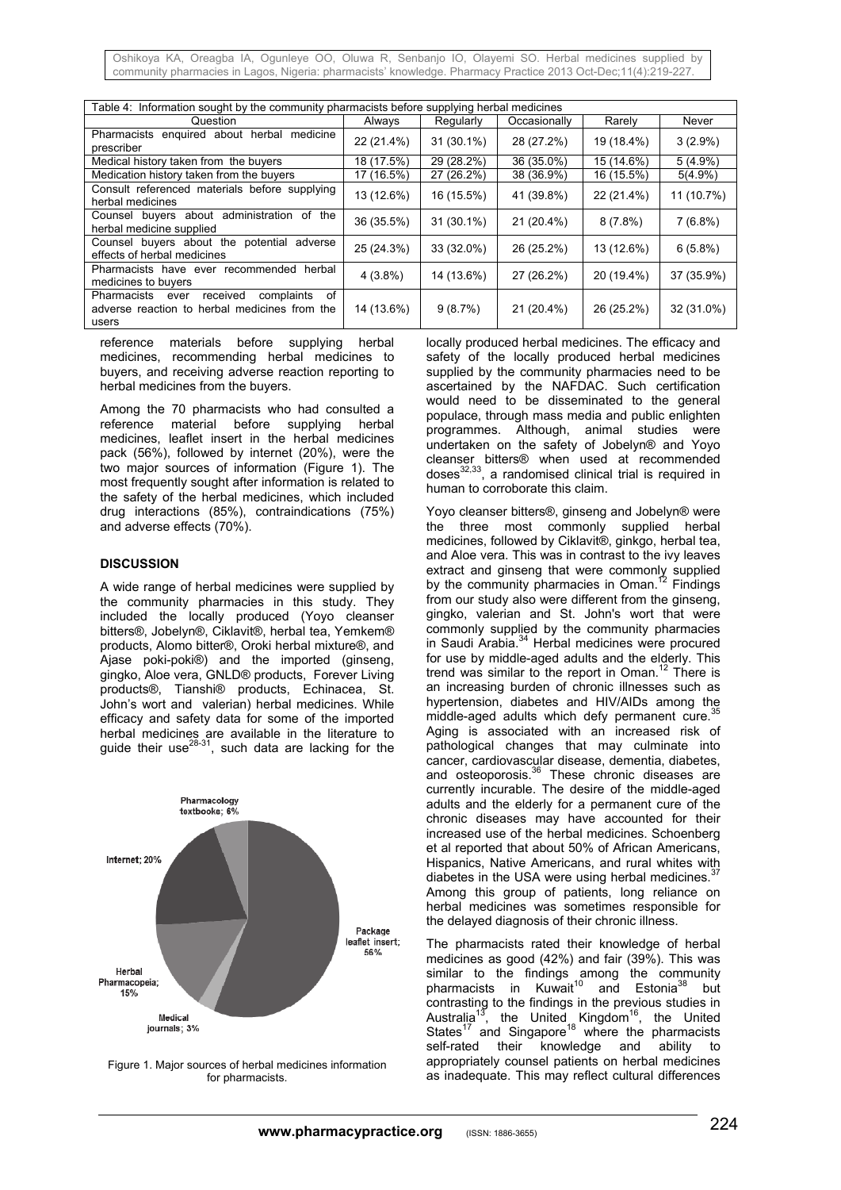Table 4: Information sought by the community pharmacists before supplying herbal medicines

| Question | Always | Regularly | Occasionally | Rarely | Never |
|---|---|---|---|---|---|
| Pharmacists enquired about herbal medicine prescriber | 22 (21.4%) | 31 (30.1%) | 28 (27.2%) | 19 (18.4%) | 3 (2.9%) |
| Medical history taken from the buyers | 18 (17.5%) | 29 (28.2%) | 36 (35.0%) | 15 (14.6%) | 5 (4.9%) |
| Medication history taken from the buyers | 17 (16.5%) | 27 (26.2%) | 38 (36.9%) | 16 (15.5%) | 5(4.9%) |
| Consult referenced materials before supplying herbal medicines | 13 (12.6%) | 16 (15.5%) | 41 (39.8%) | 22 (21.4%) | 11 (10.7%) |
| Counsel buyers about administration of the herbal medicine supplied | 36 (35.5%) | 31 (30.1%) | 21 (20.4%) | 8 (7.8%) | 7 (6.8%) |
| Counsel buyers about the potential adverse effects of herbal medicines | 25 (24.3%) | 33 (32.0%) | 26 (25.2%) | 13 (12.6%) | 6 (5.8%) |
| Pharmacists have ever recommended herbal medicines to buyers | 4 (3.8%) | 14 (13.6%) | 27 (26.2%) | 20 (19.4%) | 37 (35.9%) |
| Pharmacists ever received complaints of adverse reaction to herbal medicines from the users | 14 (13.6%) | 9 (8.7%) | 21 (20.4%) | 26 (25.2%) | 32 (31.0%) |

reference materials before supplying herbal medicines, recommending herbal medicines to buyers, and receiving adverse reaction reporting to herbal medicines from the buyers.

Among the 70 pharmacists who had consulted a reference material before supplying herbal medicines, leaflet insert in the herbal medicines pack (56%), followed by internet (20%), were the two major sources of information (Figure 1). The most frequently sought after information is related to the safety of the herbal medicines, which included drug interactions (85%), contraindications (75%) and adverse effects (70%).

## DISCUSSION

A wide range of herbal medicines were supplied by the community pharmacies in this study. They included the locally produced (Yoyo cleanser bitters®, Jobelyn®, Ciklavit®, herbal tea, Yemkem® products, Alomo bitter®, Oroki herbal mixture®, and Ajase poki-poki®) and the imported (ginseng, gingko, Aloe vera, GNLD® products, Forever Living products®, Tianshi® products, Echinacea, St. John's wort and valerian) herbal medicines. While efficacy and safety data for some of the imported herbal medicines are available in the literature to guide their use[28-31], such data are lacking for the

Pharmacology textbooks; 6%
Internet; 20%
Package leaflet insert; 56%
Herbal Pharmacopeia; 15%
Medical journals; 3%

Figure 1. Major sources of herbal medicines information for pharmacists.

locally produced herbal medicines. The efficacy and safety of the locally produced herbal medicines supplied by the community pharmacies need to be ascertained by the NAFDAC. Such certification would need to be disseminated to the general populace, through mass media and public enlighten programmes. Although, animal studies were undertaken on the safety of Jobelyn® and Yoyo cleanser bitters® when used at recommended doses[32,33], a randomised clinical trial is required in human to corroborate this claim.

Yoyo cleanser bitters®, ginseng and Jobelyn® were the three most commonly supplied herbal medicines, followed by Ciklavit®, ginkgo, herbal tea, and Aloe vera. This was in contrast to the ivy leaves extract and ginseng that were commonly supplied by the community pharmacies in Oman.[12] Findings from our study also were different from the ginseng, gingko, valerian and St. John's wort that were commonly supplied by the community pharmacies in Saudi Arabia.[34] Herbal medicines were procured for use by middle-aged adults and the elderly. This trend was similar to the report in Oman.[12] There is an increasing burden of chronic illnesses such as hypertension, diabetes and HIV/AIDs among the middle-aged adults which defy permanent cure.[35] Aging is associated with an increased risk of pathological changes that may culminate into cancer, cardiovascular disease, dementia, diabetes, and osteoporosis.[36] These chronic diseases are currently incurable. The desire of the middle-aged adults and the elderly for a permanent cure of the chronic diseases may have accounted for their increased use of the herbal medicines. Schoenberg et al reported that about 50% of African Americans, Hispanics, Native Americans, and rural whites with diabetes in the USA were using herbal medicines.[37] Among this group of patients, long reliance on herbal medicines was sometimes responsible for the delayed diagnosis of their chronic illness.

The pharmacists rated their knowledge of herbal medicines as good (42%) and fair (39%). This was similar to the findings among the community pharmacists in Kuwait[10] and Estonia[38] but contrasting to the findings in the previous studies in Australia[13], the United Kingdom[16], the United States[17] and Singapore[18] where the pharmacists self-rated their knowledge and ability to appropriately counsel patients on herbal medicines as inadequate. This may reflect cultural differences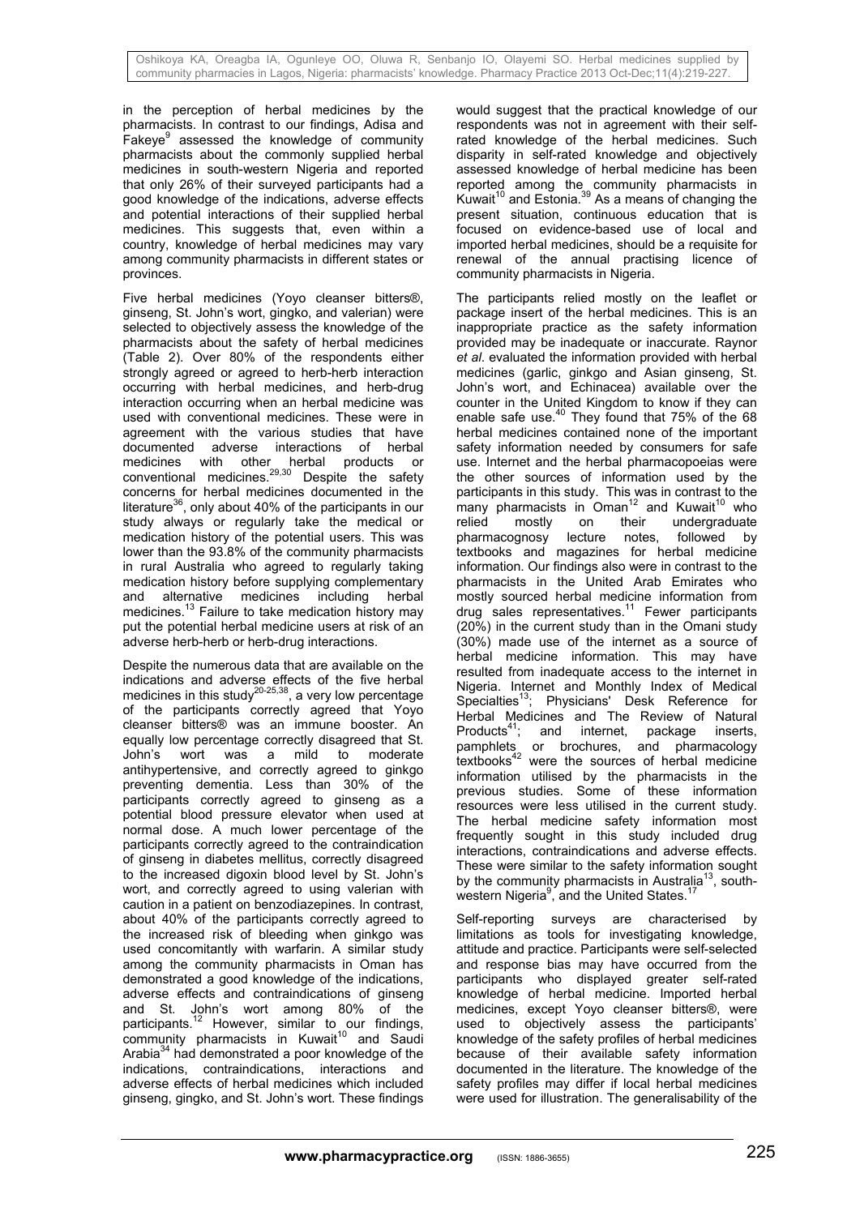in the perception of herbal medicines by the pharmacists. In contrast to our findings, Adisa and Fakeye[9] assessed the knowledge of community pharmacists about the commonly supplied herbal medicines in south-western Nigeria and reported that only 26% of their surveyed participants had a good knowledge of the indications, adverse effects and potential interactions of their supplied herbal medicines. This suggests that, even within a country, knowledge of herbal medicines may vary among community pharmacists in different states or provinces.

Five herbal medicines (Yoyo cleanser bitters®, ginseng, St. John's wort, gingko, and valerian) were selected to objectively assess the knowledge of the pharmacists about the safety of herbal medicines (Table 2). Over 80% of the respondents either strongly agreed or agreed to herb-herb interaction occurring with herbal medicines, and herb-drug interaction occurring when an herbal medicine was used with conventional medicines. These were in agreement with the various studies that have documented adverse interactions of herbal medicines with other herbal products or conventional medicines.[29,30] Despite the safety concerns for herbal medicines documented in the literature[36], only about 40% of the participants in our study always or regularly take the medical or medication history of the potential users. This was lower than the 93.8% of the community pharmacists in rural Australia who agreed to regularly taking medication history before supplying complementary and alternative medicines including herbal medicines.[13] Failure to take medication history may put the potential herbal medicine users at risk of an adverse herb-herb or herb-drug interactions.

Despite the numerous data that are available on the indications and adverse effects of the five herbal medicines in this study[20-25,38], a very low percentage of the participants correctly agreed that Yoyo cleanser bitters® was an immune booster. An equally low percentage correctly disagreed that St. John's wort was a mild to moderate antihypertensive, and correctly agreed to ginkgo preventing dementia. Less than 30% of the participants correctly agreed to ginseng as a potential blood pressure elevator when used at normal dose. A much lower percentage of the participants correctly agreed to the contraindication of ginseng in diabetes mellitus, correctly disagreed to the increased digoxin blood level by St. John's wort, and correctly agreed to using valerian with caution in a patient on benzodiazepines. In contrast, about 40% of the participants correctly agreed to the increased risk of bleeding when ginkgo was used concomitantly with warfarin. A similar study among the community pharmacists in Oman has demonstrated a good knowledge of the indications, adverse effects and contraindications of ginseng and St. John's wort among 80% of the participants.[12] However, similar to our findings, community pharmacists in Kuwait[10] and Saudi Arabia[34] had demonstrated a poor knowledge of the indications, contraindications, interactions and adverse effects of herbal medicines which included ginseng, gingko, and St. John's wort. These findings would suggest that the practical knowledge of our respondents was not in agreement with their self-rated knowledge of the herbal medicines. Such disparity in self-rated knowledge and objectively assessed knowledge of herbal medicine has been reported among the community pharmacists in Kuwait[10] and Estonia.[39] As a means of changing the present situation, continuous education that is focused on evidence-based use of local and imported herbal medicines, should be a requisite for renewal of the annual practising licence of community pharmacists in Nigeria.

The participants relied mostly on the leaflet or package insert of the herbal medicines. This is an inappropriate practice as the safety information provided may be inadequate or inaccurate. Raynor *et al*. evaluated the information provided with herbal medicines (garlic, ginkgo and Asian ginseng, St. John's wort, and Echinacea) available over the counter in the United Kingdom to know if they can enable safe use.[40] They found that 75% of the 68 herbal medicines contained none of the important safety information needed by consumers for safe use. Internet and the herbal pharmacopoeias were the other sources of information used by the participants in this study. This was in contrast to the many pharmacists in Oman[12] and Kuwait[10] who relied mostly on their undergraduate pharmacognosy lecture notes, followed by textbooks and magazines for herbal medicine information. Our findings also were in contrast to the pharmacists in the United Arab Emirates who mostly sourced herbal medicine information from drug sales representatives.[11] Fewer participants (20%) in the current study than in the Omani study (30%) made use of the internet as a source of herbal medicine information. This may have resulted from inadequate access to the internet in Nigeria. Internet and Monthly Index of Medical Specialties[13]; Physicians' Desk Reference for Herbal Medicines and The Review of Natural Products[41]; and internet, package inserts, pamphlets or brochures, and pharmacology textbooks[42] were the sources of herbal medicine information utilised by the pharmacists in the previous studies. Some of these information resources were less utilised in the current study. The herbal medicine safety information most frequently sought in this study included drug interactions, contraindications and adverse effects. These were similar to the safety information sought by the community pharmacists in Australia[13], south-western Nigeria[9], and the United States.[17]

Self-reporting surveys are characterised by limitations as tools for investigating knowledge, attitude and practice. Participants were self-selected and response bias may have occurred from the participants who displayed greater self-rated knowledge of herbal medicine. Imported herbal medicines, except Yoyo cleanser bitters®, were used to objectively assess the participants' knowledge of the safety profiles of herbal medicines because of their available safety information documented in the literature. The knowledge of the safety profiles may differ if local herbal medicines were used for illustration. The generalisability of the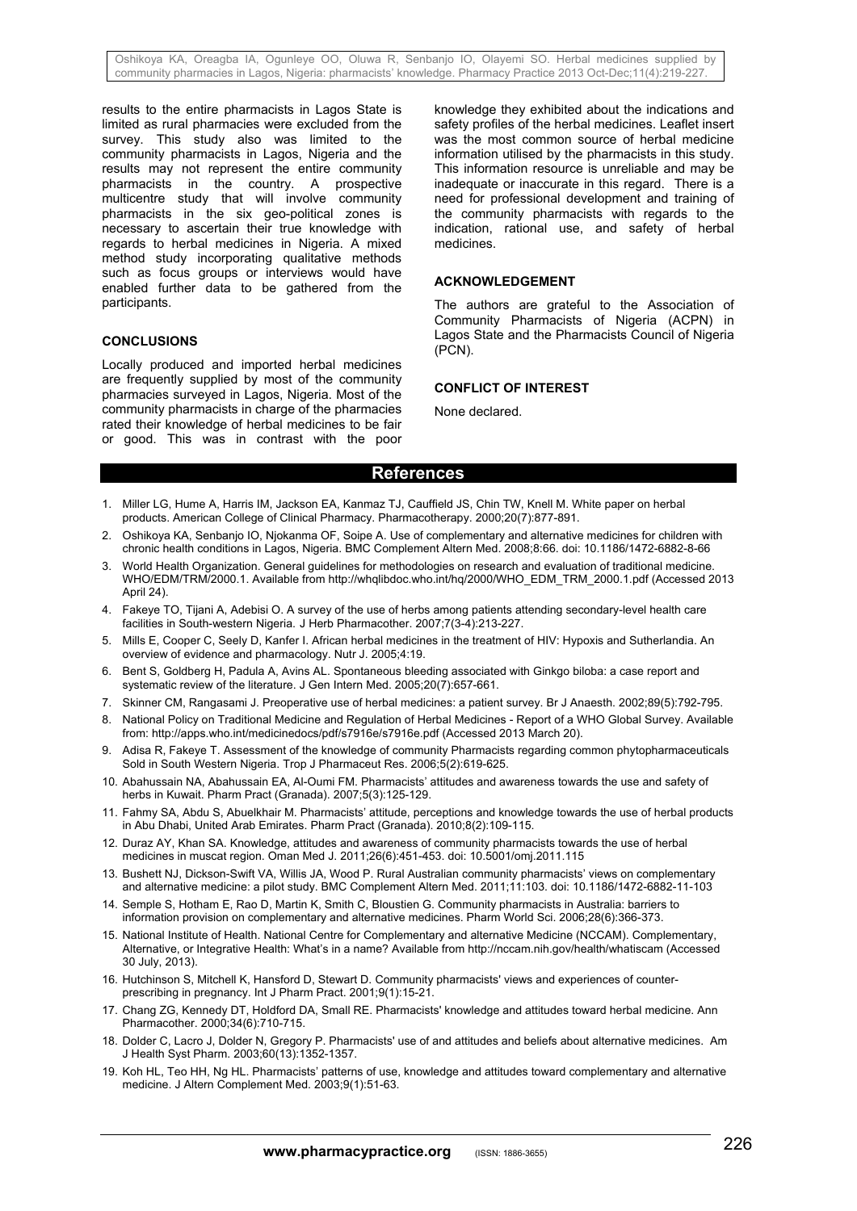results to the entire pharmacists in Lagos State is limited as rural pharmacies were excluded from the survey. This study also was limited to the community pharmacists in Lagos, Nigeria and the results may not represent the entire community pharmacists in the country. A prospective multicentre study that will involve community pharmacists in the six geo-political zones is necessary to ascertain their true knowledge with regards to herbal medicines in Nigeria. A mixed method study incorporating qualitative methods such as focus groups or interviews would have enabled further data to be gathered from the participants.

## CONCLUSIONS

Locally produced and imported herbal medicines are frequently supplied by most of the community pharmacies surveyed in Lagos, Nigeria. Most of the community pharmacists in charge of the pharmacies rated their knowledge of herbal medicines to be fair or good. This was in contrast with the poor knowledge they exhibited about the indications and safety profiles of the herbal medicines. Leaflet insert was the most common source of herbal medicine information utilised by the pharmacists in this study. This information resource is unreliable and may be inadequate or inaccurate in this regard. There is a need for professional development and training of the community pharmacists with regards to the indication, rational use, and safety of herbal medicines.

## ACKNOWLEDGEMENT

The authors are grateful to the Association of Community Pharmacists of Nigeria (ACPN) in Lagos State and the Pharmacists Council of Nigeria (PCN).

## CONFLICT OF INTEREST

None declared.

## References

1. Miller LG, Hume A, Harris IM, Jackson EA, Kanmaz TJ, Cauffield JS, Chin TW, Knell M. White paper on herbal products. American College of Clinical Pharmacy. Pharmacotherapy. 2000;20(7):877-891.
2. Oshikoya KA, Senbanjo IO, Njokanma OF, Soipe A. Use of complementary and alternative medicines for children with chronic health conditions in Lagos, Nigeria. BMC Complement Altern Med. 2008;8:66. doi: 10.1186/1472-6882-8-66
3. World Health Organization. General guidelines for methodologies on research and evaluation of traditional medicine. WHO/EDM/TRM/2000.1. Available from http://whqlibdoc.who.int/hq/2000/WHO_EDM_TRM_2000.1.pdf (Accessed 2013 April 24).
4. Fakeye TO, Tijani A, Adebisi O. A survey of the use of herbs among patients attending secondary-level health care facilities in South-western Nigeria. J Herb Pharmacother. 2007;7(3-4):213-227.
5. Mills E, Cooper C, Seely D, Kanfer I. African herbal medicines in the treatment of HIV: Hypoxis and Sutherlandia. An overview of evidence and pharmacology. Nutr J. 2005;4:19.
6. Bent S, Goldberg H, Padula A, Avins AL. Spontaneous bleeding associated with Ginkgo biloba: a case report and systematic review of the literature. J Gen Intern Med. 2005;20(7):657-661.
7. Skinner CM, Rangasami J. Preoperative use of herbal medicines: a patient survey. Br J Anaesth. 2002;89(5):792-795.
8. National Policy on Traditional Medicine and Regulation of Herbal Medicines - Report of a WHO Global Survey. Available from: http://apps.who.int/medicinedocs/pdf/s7916e/s7916e.pdf (Accessed 2013 March 20).
9. Adisa R, Fakeye T. Assessment of the knowledge of community Pharmacists regarding common phytopharmaceuticals Sold in South Western Nigeria. Trop J Pharmaceut Res. 2006;5(2):619-625.
10. Abahussain NA, Abahussain EA, Al-Oumi FM. Pharmacists' attitudes and awareness towards the use and safety of herbs in Kuwait. Pharm Pract (Granada). 2007;5(3):125-129.
11. Fahmy SA, Abdu S, Abuelkhair M. Pharmacists' attitude, perceptions and knowledge towards the use of herbal products in Abu Dhabi, United Arab Emirates. Pharm Pract (Granada). 2010;8(2):109-115.
12. Duraz AY, Khan SA. Knowledge, attitudes and awareness of community pharmacists towards the use of herbal medicines in muscat region. Oman Med J. 2011;26(6):451-453. doi: 10.5001/omj.2011.115
13. Bushett NJ, Dickson-Swift VA, Willis JA, Wood P. Rural Australian community pharmacists' views on complementary and alternative medicine: a pilot study. BMC Complement Altern Med. 2011;11:103. doi: 10.1186/1472-6882-11-103
14. Semple S, Hotham E, Rao D, Martin K, Smith C, Bloustien G. Community pharmacists in Australia: barriers to information provision on complementary and alternative medicines. Pharm World Sci. 2006;28(6):366-373.
15. National Institute of Health. National Centre for Complementary and alternative Medicine (NCCAM). Complementary, Alternative, or Integrative Health: What's in a name? Available from http://nccam.nih.gov/health/whatiscam (Accessed 30 July, 2013).
16. Hutchinson S, Mitchell K, Hansford D, Stewart D. Community pharmacists' views and experiences of counter-prescribing in pregnancy. Int J Pharm Pract. 2001;9(1):15-21.
17. Chang ZG, Kennedy DT, Holdford DA, Small RE. Pharmacists' knowledge and attitudes toward herbal medicine. Ann Pharmacother. 2000;34(6):710-715.
18. Dolder C, Lacro J, Dolder N, Gregory P. Pharmacists' use of and attitudes and beliefs about alternative medicines. Am J Health Syst Pharm. 2003;60(13):1352-1357.
19. Koh HL, Teo HH, Ng HL. Pharmacists' patterns of use, knowledge and attitudes toward complementary and alternative medicine. J Altern Complement Med. 2003;9(1):51-63.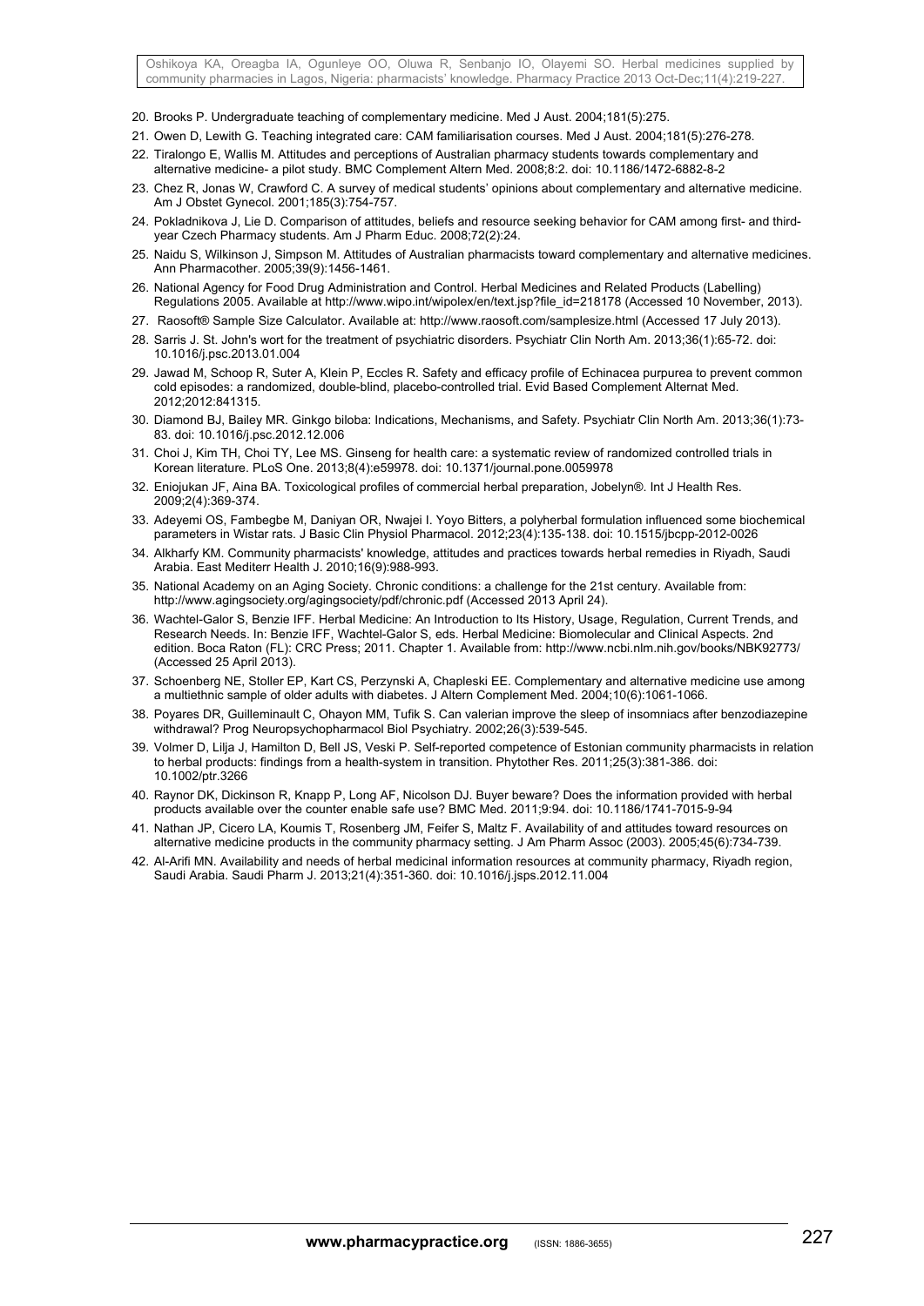20. Brooks P. Undergraduate teaching of complementary medicine. Med J Aust. 2004;181(5):275.
21. Owen D, Lewith G. Teaching integrated care: CAM familiarisation courses. Med J Aust. 2004;181(5):276-278.
22. Tiralongo E, Wallis M. Attitudes and perceptions of Australian pharmacy students towards complementary and alternative medicine- a pilot study. BMC Complement Altern Med. 2008;8:2. doi: 10.1186/1472-6882-8-2
23. Chez R, Jonas W, Crawford C. A survey of medical students' opinions about complementary and alternative medicine. Am J Obstet Gynecol. 2001;185(3):754-757.
24. Pokladnikova J, Lie D. Comparison of attitudes, beliefs and resource seeking behavior for CAM among first- and third-year Czech Pharmacy students. Am J Pharm Educ. 2008;72(2):24.
25. Naidu S, Wilkinson J, Simpson M. Attitudes of Australian pharmacists toward complementary and alternative medicines. Ann Pharmacother. 2005;39(9):1456-1461.
26. National Agency for Food Drug Administration and Control. Herbal Medicines and Related Products (Labelling) Regulations 2005. Available at http://www.wipo.int/wipolex/en/text.jsp?file_id=218178 (Accessed 10 November, 2013).
27. Raosoft® Sample Size Calculator. Available at: http://www.raosoft.com/samplesize.html (Accessed 17 July 2013).
28. Sarris J. St. John's wort for the treatment of psychiatric disorders. Psychiatr Clin North Am. 2013;36(1):65-72. doi: 10.1016/j.psc.2013.01.004
29. Jawad M, Schoop R, Suter A, Klein P, Eccles R. Safety and efficacy profile of Echinacea purpurea to prevent common cold episodes: a randomized, double-blind, placebo-controlled trial. Evid Based Complement Alternat Med. 2012;2012:841315.
30. Diamond BJ, Bailey MR. Ginkgo biloba: Indications, Mechanisms, and Safety. Psychiatr Clin North Am. 2013;36(1):73-83. doi: 10.1016/j.psc.2012.12.006
31. Choi J, Kim TH, Choi TY, Lee MS. Ginseng for health care: a systematic review of randomized controlled trials in Korean literature. PLoS One. 2013;8(4):e59978. doi: 10.1371/journal.pone.0059978
32. Eniojukan JF, Aina BA. Toxicological profiles of commercial herbal preparation, Jobelyn®. Int J Health Res. 2009;2(4):369-374.
33. Adeyemi OS, Fambegbe M, Daniyan OR, Nwajei I. Yoyo Bitters, a polyherbal formulation influenced some biochemical parameters in Wistar rats. J Basic Clin Physiol Pharmacol. 2012;23(4):135-138. doi: 10.1515/jbcpp-2012-0026
34. Alkharfy KM. Community pharmacists' knowledge, attitudes and practices towards herbal remedies in Riyadh, Saudi Arabia. East Mediterr Health J. 2010;16(9):988-993.
35. National Academy on an Aging Society. Chronic conditions: a challenge for the 21st century. Available from: http://www.agingsociety.org/agingsociety/pdf/chronic.pdf (Accessed 2013 April 24).
36. Wachtel-Galor S, Benzie IFF. Herbal Medicine: An Introduction to Its History, Usage, Regulation, Current Trends, and Research Needs. In: Benzie IFF, Wachtel-Galor S, eds. Herbal Medicine: Biomolecular and Clinical Aspects. 2nd edition. Boca Raton (FL): CRC Press; 2011. Chapter 1. Available from: http://www.ncbi.nlm.nih.gov/books/NBK92773/ (Accessed 25 April 2013).
37. Schoenberg NE, Stoller EP, Kart CS, Perzynski A, Chapleski EE. Complementary and alternative medicine use among a multiethnic sample of older adults with diabetes. J Altern Complement Med. 2004;10(6):1061-1066.
38. Poyares DR, Guilleminault C, Ohayon MM, Tufik S. Can valerian improve the sleep of insomniacs after benzodiazepine withdrawal? Prog Neuropsychopharmacol Biol Psychiatry. 2002;26(3):539-545.
39. Volmer D, Lilja J, Hamilton D, Bell JS, Veski P. Self-reported competence of Estonian community pharmacists in relation to herbal products: findings from a health-system in transition. Phytother Res. 2011;25(3):381-386. doi: 10.1002/ptr.3266
40. Raynor DK, Dickinson R, Knapp P, Long AF, Nicolson DJ. Buyer beware? Does the information provided with herbal products available over the counter enable safe use? BMC Med. 2011;9:94. doi: 10.1186/1741-7015-9-94
41. Nathan JP, Cicero LA, Koumis T, Rosenberg JM, Feifer S, Maltz F. Availability of and attitudes toward resources on alternative medicine products in the community pharmacy setting. J Am Pharm Assoc (2003). 2005;45(6):734-739.
42. Al-Arifi MN. Availability and needs of herbal medicinal information resources at community pharmacy, Riyadh region, Saudi Arabia. Saudi Pharm J. 2013;21(4):351-360. doi: 10.1016/j.jsps.2012.11.004